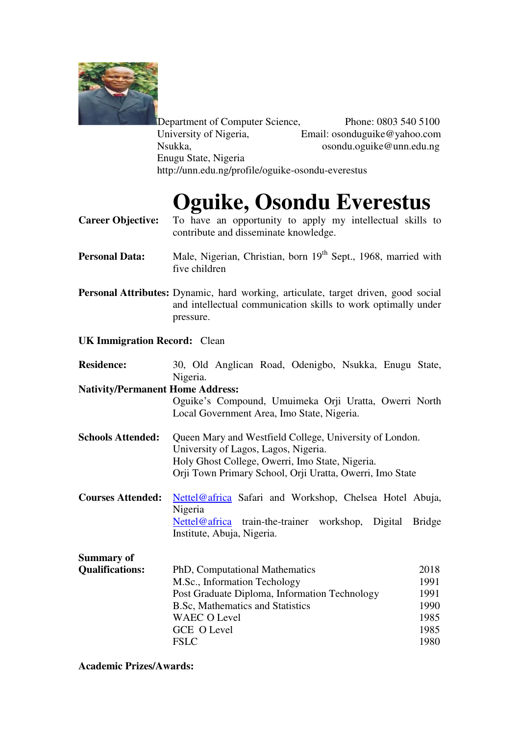Department of Computer Science,
University of Nigeria,
Nsukka,
Enugu State, Nigeria
http://unn.edu.ng/profile/oguike-osondu-everestus

Phone: 0803 540 5100
Email: osonduguike@yahoo.com
osondu.oguike@unn.edu.ng

# Oguike, Osondu Everestus

**Career Objective:** To have an opportunity to apply my intellectual skills to contribute and disseminate knowledge.

**Personal Data:** Male, Nigerian, Christian, born 19th Sept., 1968, married with five children

**Personal Attributes:** Dynamic, hard working, articulate, target driven, good social and intellectual communication skills to work optimally under pressure.

**UK Immigration Record:** Clean

**Residence:** 30, Old Anglican Road, Odenigbo, Nsukka, Enugu State, Nigeria.

**Nativity/Permanent Home Address:**
Oguike's Compound, Umuimeka Orji Uratta, Owerri North Local Government Area, Imo State, Nigeria.

**Schools Attended:**
Queen Mary and Westfield College, University of London.
University of Lagos, Lagos, Nigeria.
Holy Ghost College, Owerri, Imo State, Nigeria.
Orji Town Primary School, Orji Uratta, Owerri, Imo State

**Courses Attended:**
Nettel@africa Safari and Workshop, Chelsea Hotel Abuja, Nigeria
Nettel@africa train-the-trainer workshop, Digital Bridge Institute, Abuja, Nigeria.

**Summary of Qualifications:**

| Qualification | Year |
|---|---|
| PhD, Computational Mathematics | 2018 |
| M.Sc., Information Techology | 1991 |
| Post Graduate Diploma, Information Technology | 1991 |
| B.Sc, Mathematics and Statistics | 1990 |
| WAEC O Level | 1985 |
| GCE O Level | 1985 |
| FSLC | 1980 |

**Academic Prizes/Awards:**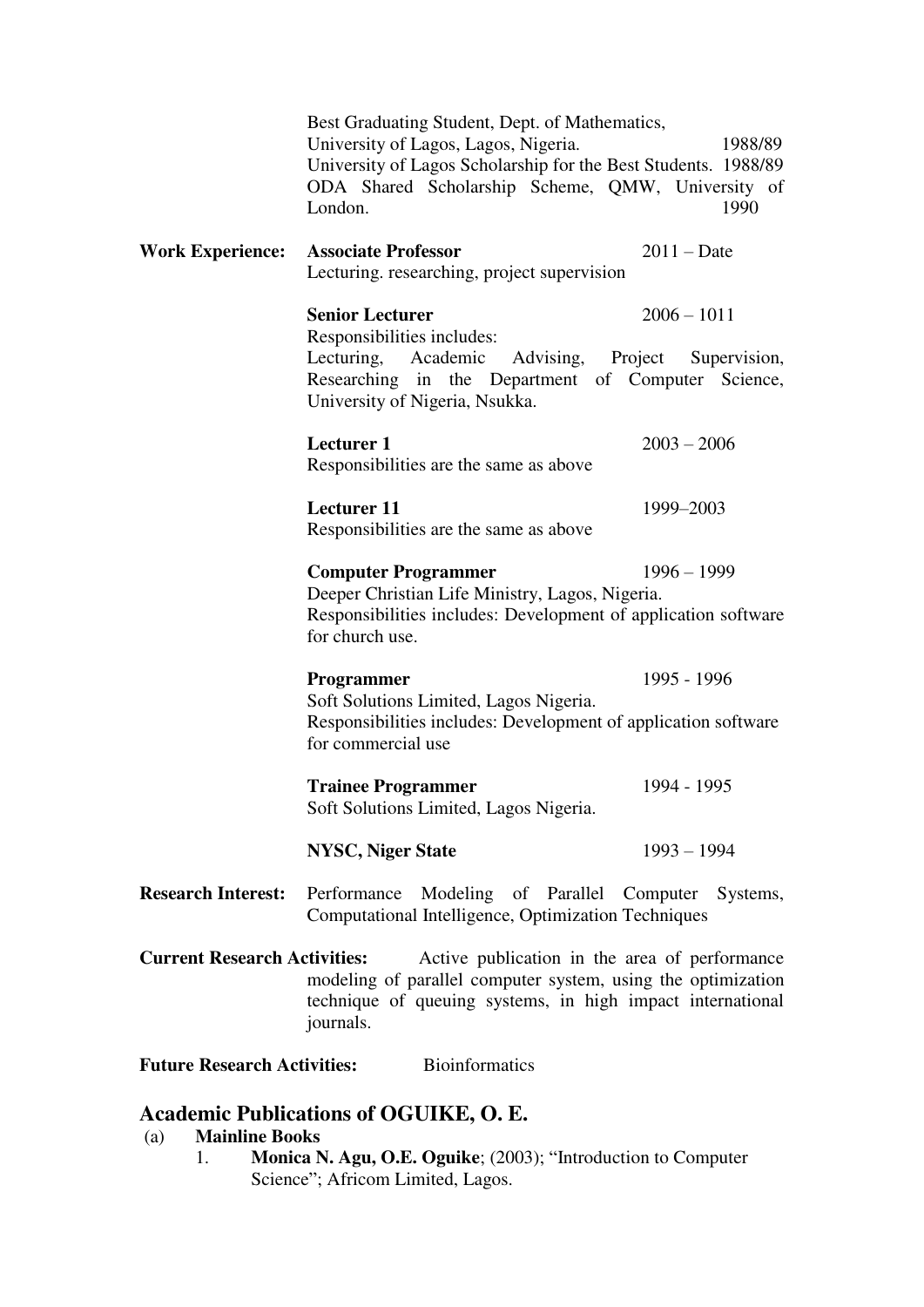Best Graduating Student, Dept. of Mathematics, University of Lagos, Lagos, Nigeria. 1988/89

University of Lagos Scholarship for the Best Students. 1988/89

ODA Shared Scholarship Scheme, QMW, University of London. 1990

**Work Experience:**

**Associate Professor** 2011 – Date

Lecturing. researching, project supervision

**Senior Lecturer** 2006 – 1011

Responsibilities includes:

Lecturing, Academic Advising, Project Supervision, Researching in the Department of Computer Science, University of Nigeria, Nsukka.

**Lecturer 1** 2003 – 2006

Responsibilities are the same as above

**Lecturer 11** 1999–2003

Responsibilities are the same as above

**Computer Programmer** 1996 – 1999

Deeper Christian Life Ministry, Lagos, Nigeria.

Responsibilities includes: Development of application software for church use.

**Programmer** 1995 - 1996

Soft Solutions Limited, Lagos Nigeria.

Responsibilities includes: Development of application software for commercial use

**Trainee Programmer** 1994 - 1995

Soft Solutions Limited, Lagos Nigeria.

**NYSC, Niger State** 1993 – 1994

**Research Interest:** Performance Modeling of Parallel Computer Systems, Computational Intelligence, Optimization Techniques

**Current Research Activities:** Active publication in the area of performance modeling of parallel computer system, using the optimization technique of queuing systems, in high impact international journals.

**Future Research Activities:** Bioinformatics

## Academic Publications of OGUIKE, O. E.

(a) **Mainline Books**

1. **Monica N. Agu, O.E. Oguike**; (2003); "Introduction to Computer Science"; Africom Limited, Lagos.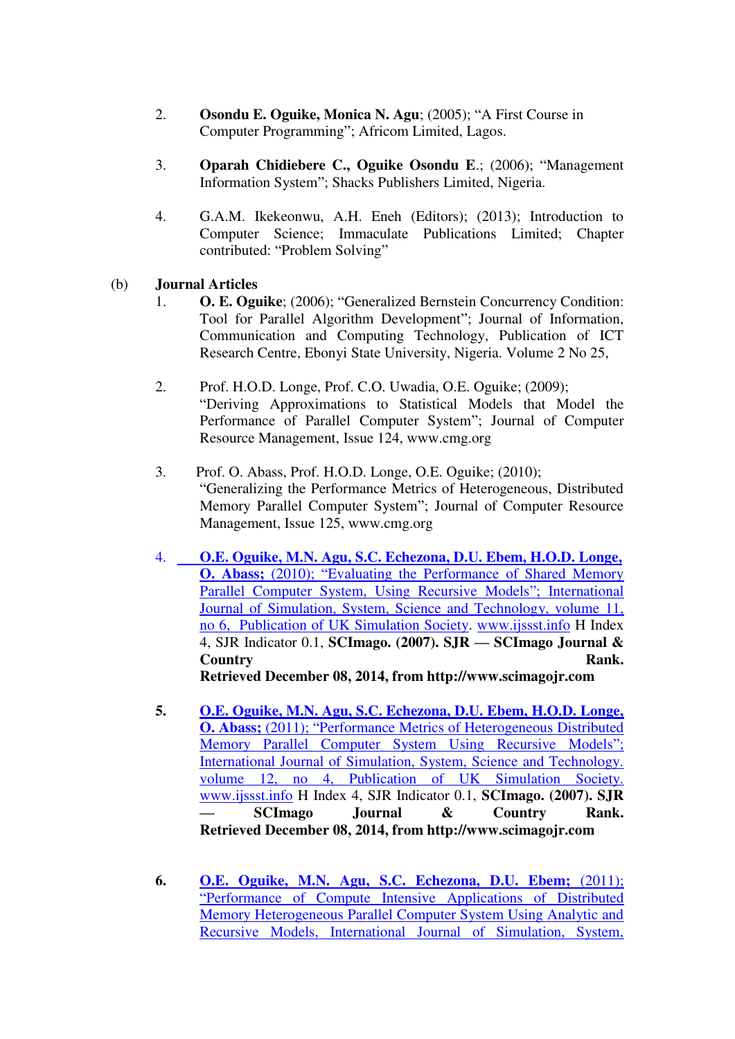2. **Osondu E. Oguike, Monica N. Agu**; (2005); "A First Course in Computer Programming"; Africom Limited, Lagos.

3. **Oparah Chidiebere C., Oguike Osondu E**.; (2006); "Management Information System"; Shacks Publishers Limited, Nigeria.

4. G.A.M. Ikekeonwu, A.H. Eneh (Editors); (2013); Introduction to Computer Science; Immaculate Publications Limited; Chapter contributed: "Problem Solving"

(b) **Journal Articles**

1. **O. E. Oguike**; (2006); "Generalized Bernstein Concurrency Condition: Tool for Parallel Algorithm Development"; Journal of Information, Communication and Computing Technology, Publication of ICT Research Centre, Ebonyi State University, Nigeria. Volume 2 No 25,

2. Prof. H.O.D. Longe, Prof. C.O. Uwadia, O.E. Oguike; (2009); "Deriving Approximations to Statistical Models that Model the Performance of Parallel Computer System"; Journal of Computer Resource Management, Issue 124, www.cmg.org

3. Prof. O. Abass, Prof. H.O.D. Longe, O.E. Oguike; (2010); "Generalizing the Performance of Heterogeneous, Distributed Memory Parallel Computer System"; Journal of Computer Resource Management, Issue 125, www.cmg.org

4. **O.E. Oguike, M.N. Agu, S.C. Echezona, D.U. Ebem, H.O.D. Longe, O. Abass;** (2010); "Evaluating the Performance of Shared Memory Parallel Computer System, Using Recursive Models"; International Journal of Simulation, System, Science and Technology, volume 11, no 6, Publication of UK Simulation Society. www.ijssst.info H Index 4, SJR Indicator 0.1, **SCImago. (2007). SJR — SCImago Journal & Country Rank. Retrieved December 08, 2014, from http://www.scimagojr.com**

5. **O.E. Oguike, M.N. Agu, S.C. Echezona, D.U. Ebem, H.O.D. Longe, O. Abass;** (2011); "Performance Metrics of Heterogeneous Distributed Memory Parallel Computer System Using Recursive Models"; International Journal of Simulation, System, Science and Technology. volume 12, no 4, Publication of UK Simulation Society. www.ijssst.info H Index 4, SJR Indicator 0.1, **SCImago. (2007). SJR — SCImago Journal & Country Rank. Retrieved December 08, 2014, from http://www.scimagojr.com**

6. **O.E. Oguike, M.N. Agu, S.C. Echezona, D.U. Ebem;** (2011); "Performance of Compute Intensive Applications of Distributed Memory Heterogeneous Parallel Computer System Using Analytic and Recursive Models, International Journal of Simulation, System,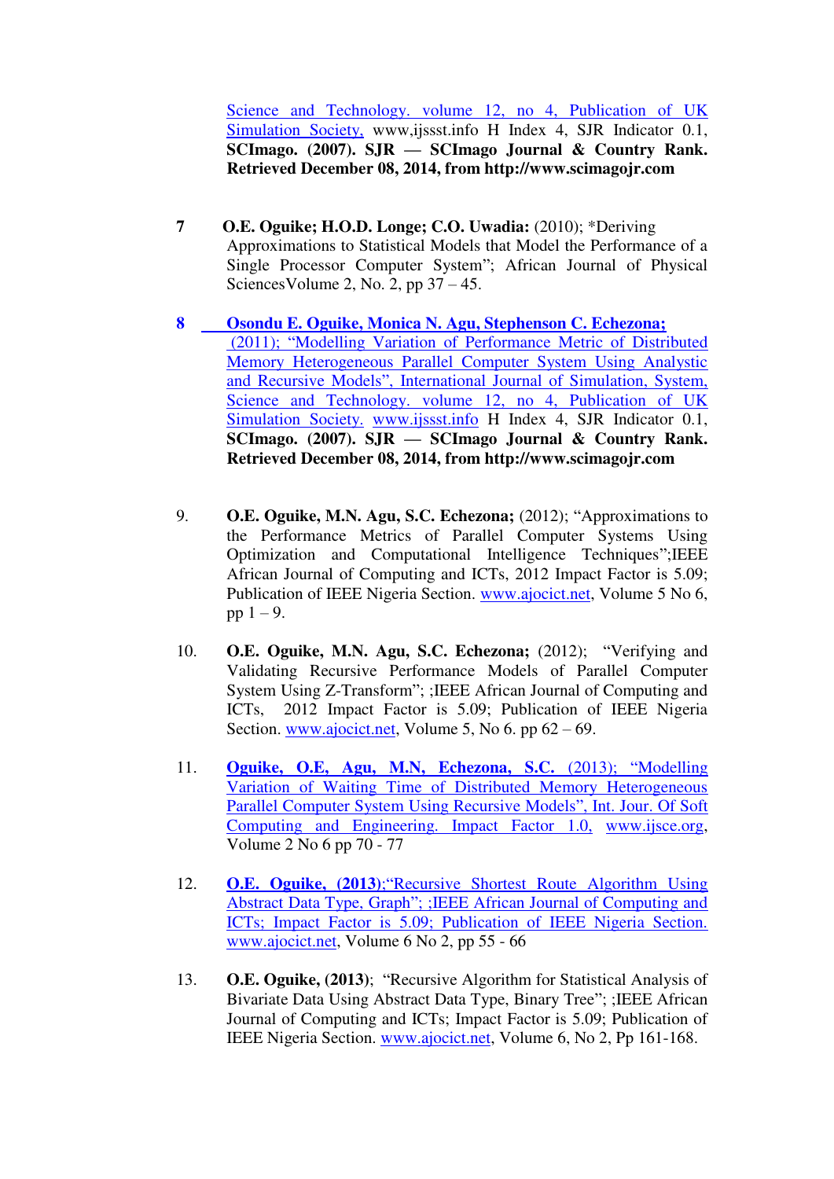Science and Technology. volume 12, no 4, Publication of UK Simulation Society, www,ijssst.info H Index 4, SJR Indicator 0.1, **SCImago. (2007). SJR — SCImago Journal & Country Rank. Retrieved December 08, 2014, from http://www.scimagojr.com**

7 **O.E. Oguike; H.O.D. Longe; C.O. Uwadia:** (2010); *Deriving Approximations to Statistical Models that Model the Performance of a Single Processor Computer System"; African Journal of Physical SciencesVolume 2, No. 2, pp 37 – 45.

8 **Osondu E. Oguike, Monica N. Agu, Stephenson C. Echezona;** (2011); "Modelling Variation of Performance Metric of Distributed Memory Heterogeneous Parallel Computer System Using Analystic and Recursive Models", International Journal of Simulation, System, Science and Technology. volume 12, no 4, Publication of UK Simulation Society. www.ijssst.info H Index 4, SJR Indicator 0.1, **SCImago. (2007). SJR — SCImago Journal & Country Rank. Retrieved December 08, 2014, from http://www.scimagojr.com**

9. **O.E. Oguike, M.N. Agu, S.C. Echezona;** (2012); "Approximations to the Performance Metrics of Parallel Computer Systems Using Optimization and Computational Intelligence Techniques";IEEE African Journal of Computing and ICTs, 2012 Impact Factor is 5.09; Publication of IEEE Nigeria Section. www.ajocict.net, Volume 5 No 6, pp 1 – 9.

10. **O.E. Oguike, M.N. Agu, S.C. Echezona;** (2012); "Verifying and Validating Recursive Performance Models of Parallel Computer System Using Z-Transform"; ;IEEE African Journal of Computing and ICTs, 2012 Impact Factor is 5.09; Publication of IEEE Nigeria Section. www.ajocict.net, Volume 5, No 6. pp 62 – 69.

11. **Oguike, O.E, Agu, M.N, Echezona, S.C.** (2013); "Modelling Variation of Waiting Time of Distributed Memory Heterogeneous Parallel Computer System Using Recursive Models", Int. Jour. Of Soft Computing and Engineering. Impact Factor 1.0, www.ijsce.org, Volume 2 No 6 pp 70 - 77

12. **O.E. Oguike, (2013)**;"Recursive Shortest Route Algorithm Using Abstract Data Type, Graph"; ;IEEE African Journal of Computing and ICTs; Impact Factor is 5.09; Publication of IEEE Nigeria Section. www.ajocict.net, Volume 6 No 2, pp 55 - 66

13. **O.E. Oguike, (2013)**; "Recursive Algorithm for Statistical Analysis of Bivariate Data Using Abstract Data Type, Binary Tree"; ;IEEE African Journal of Computing and ICTs; Impact Factor is 5.09; Publication of IEEE Nigeria Section. www.ajocict.net, Volume 6, No 2, Pp 161-168.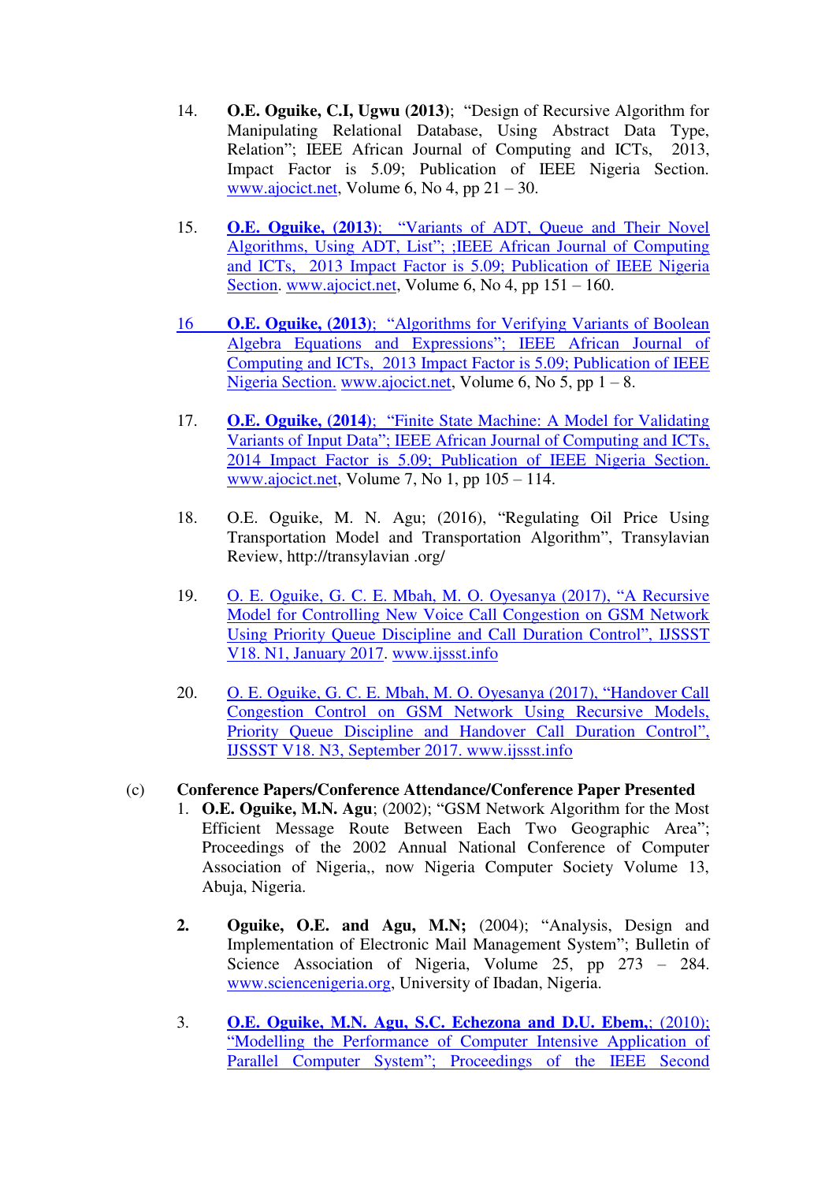14. **O.E. Oguike, C.I, Ugwu (2013)**; "Design of Recursive Algorithm for Manipulating Relational Database, Using Abstract Data Type, Relation"; IEEE African Journal of Computing and ICTs, 2013, Impact Factor is 5.09; Publication of IEEE Nigeria Section. www.ajocict.net, Volume 6, No 4, pp 21 – 30.

15. **O.E. Oguike, (2013)**; "Variants of ADT, Queue and Their Novel Algorithms, Using ADT, List"; ;IEEE African Journal of Computing and ICTs, 2013 Impact Factor is 5.09; Publication of IEEE Nigeria Section. www.ajocict.net, Volume 6, No 4, pp 151 – 160.

16. **O.E. Oguike, (2013)**; "Algorithms for Verifying Variants of Boolean Algebra Equations and Expressions"; IEEE African Journal of Computing and ICTs, 2013 Impact Factor is 5.09; Publication of IEEE Nigeria Section. www.ajocict.net, Volume 6, No 5, pp 1 – 8.

17. **O.E. Oguike, (2014)**; "Finite State Machine: A Model for Validating Variants of Input Data"; IEEE African Journal of Computing and ICTs, 2014 Impact Factor is 5.09; Publication of IEEE Nigeria Section. www.ajocict.net, Volume 7, No 1, pp 105 – 114.

18. O.E. Oguike, M. N. Agu; (2016), "Regulating Oil Price Using Transportation Model and Transportation Algorithm", Transylavian Review, http://transylavian .org/

19. O. E. Oguike, G. C. E. Mbah, M. O. Oyesanya (2017), "A Recursive Model for Controlling New Voice Call Congestion on GSM Network Using Priority Queue Discipline and Call Duration Control", IJSSST V18. N1, January 2017. www.ijssst.info

20. O. E. Oguike, G. C. E. Mbah, M. O. Oyesanya (2017), "Handover Call Congestion Control on GSM Network Using Recursive Models, Priority Queue Discipline and Handover Call Duration Control", IJSSST V18. N3, September 2017. www.ijssst.info

(c) **Conference Papers/Conference Attendance/Conference Paper Presented**

1. **O.E. Oguike, M.N. Agu**; (2002); "GSM Network Algorithm for the Most Efficient Message Route Between Each Two Geographic Area"; Proceedings of the 2002 Annual National Conference of Computer Association of Nigeria,, now Nigeria Computer Society Volume 13, Abuja, Nigeria.

2. **Oguike, O.E. and Agu, M.N;** (2004); "Analysis, Design and Implementation of Electronic Mail Management System"; Bulletin of Science Association of Nigeria, Volume 25, pp 273 – 284. www.sciencenigeria.org, University of Ibadan, Nigeria.

3. **O.E. Oguike, M.N. Agu, S.C. Echezona and D.U. Ebem,**; (2010); "Modelling the Performance of Computer Intensive Application of Parallel Computer System"; Proceedings of the IEEE Second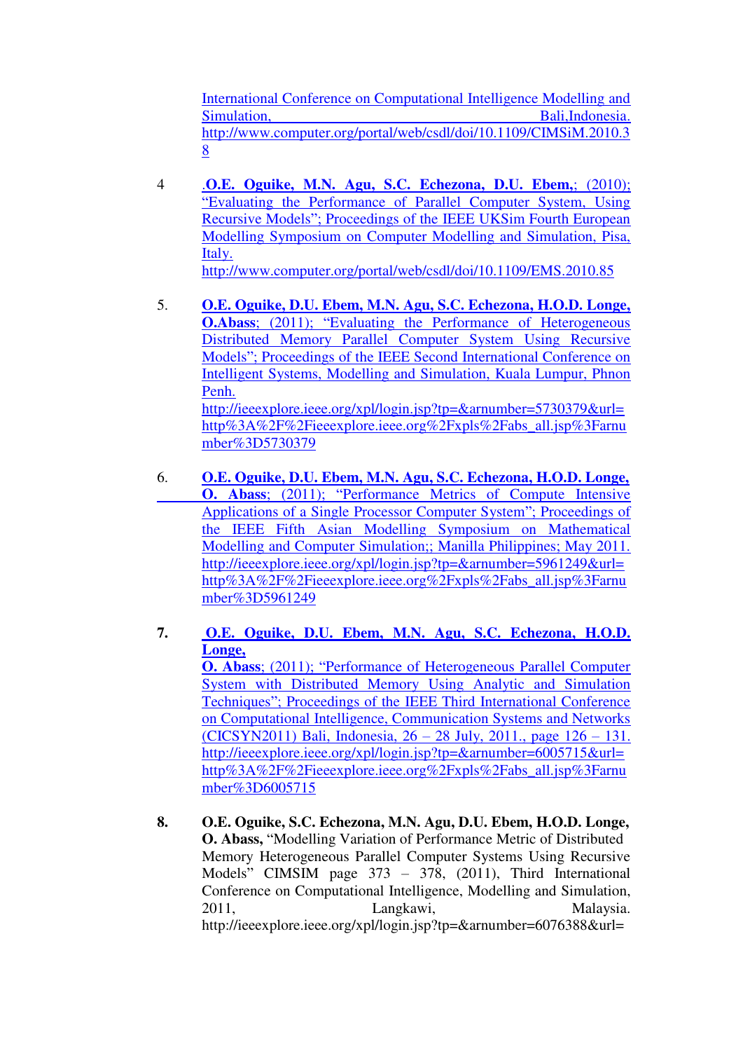International Conference on Computational Intelligence Modelling and Simulation, Bali,Indonesia. http://www.computer.org/portal/web/csdl/doi/10.1109/CIMSiM.2010.38

4 **.O.E. Oguike, M.N. Agu, S.C. Echezona, D.U. Ebem,**; (2010); "Evaluating the Performance of Parallel Computer System, Using Recursive Models"; Proceedings of the IEEE UKSim Fourth European Modelling Symposium on Computer Modelling and Simulation, Pisa, Italy.
http://www.computer.org/portal/web/csdl/doi/10.1109/EMS.2010.85

5. **O.E. Oguike, D.U. Ebem, M.N. Agu, S.C. Echezona, H.O.D. Longe, O.Abass**; (2011); "Evaluating the Performance of Heterogeneous Distributed Memory Parallel Computer System Using Recursive Models"; Proceedings of the IEEE Second International Conference on Intelligent Systems, Modelling and Simulation, Kuala Lumpur, Phnon Penh.
http://ieeexplore.ieee.org/xpl/login.jsp?tp=&arnumber=5730379&url=http%3A%2F%2Fieeexplore.ieee.org%2Fxpls%2Fabs_all.jsp%3Farnumber%3D5730379

6. **O.E. Oguike, D.U. Ebem, M.N. Agu, S.C. Echezona, H.O.D. Longe, O. Abass**; (2011); "Performance Metrics of Compute Intensive Applications of a Single Processor Computer System"; Proceedings of the IEEE Fifth Asian Modelling Symposium on Mathematical Modelling and Computer Simulation;; Manilla Philippines; May 2011.
http://ieeexplore.ieee.org/xpl/login.jsp?tp=&arnumber=5961249&url=http%3A%2F%2Fieeexplore.ieee.org%2Fxpls%2Fabs_all.jsp%3Farnumber%3D5961249

7. **O.E. Oguike, D.U. Ebem, M.N. Agu, S.C. Echezona, H.O.D. Longe, O. Abass**; (2011); "Performance of Heterogeneous Parallel Computer System with Distributed Memory Using Analytic and Simulation Techniques"; Proceedings of the IEEE Third International Conference on Computational Intelligence, Communication Systems and Networks (CICSYN2011) Bali, Indonesia, 26 – 28 July, 2011., page 126 – 131.
http://ieeexplore.ieee.org/xpl/login.jsp?tp=&arnumber=6005715&url=http%3A%2F%2Fieeexplore.ieee.org%2Fxpls%2Fabs_all.jsp%3Farnumber%3D6005715

8. **O.E. Oguike, S.C. Echezona, M.N. Agu, D.U. Ebem, H.O.D. Longe, O. Abass,** "Modelling Variation of Performance Metric of Distributed Memory Heterogeneous Parallel Computer Systems Using Recursive Models" CIMSIM page 373 – 378, (2011), Third International Conference on Computational Intelligence, Modelling and Simulation, 2011, Langkawi, Malaysia.
http://ieeexplore.ieee.org/xpl/login.jsp?tp=&arnumber=6076388&url=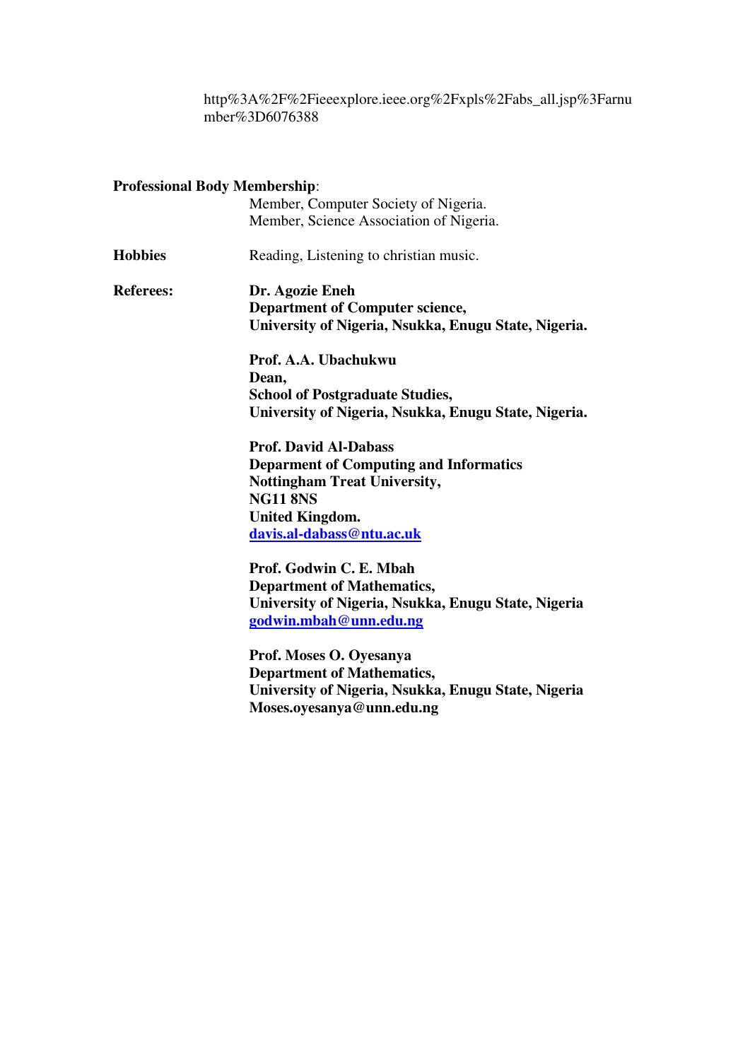http%3A%2F%2Fieeexplore.ieee.org%2Fxpls%2Fabs_all.jsp%3Farnumber%3D6076388

**Professional Body Membership**:

Member, Computer Society of Nigeria.
Member, Science Association of Nigeria.

**Hobbies** Reading, Listening to christian music.

**Referees:**

**Dr. Agozie Eneh**
**Department of Computer science,**
**University of Nigeria, Nsukka, Enugu State, Nigeria.**

**Prof. A.A. Ubachukwu**
**Dean,**
**School of Postgraduate Studies,**
**University of Nigeria, Nsukka, Enugu State, Nigeria.**

**Prof. David Al-Dabass**
**Deparment of Computing and Informatics**
**Nottingham Treat University,**
**NG11 8NS**
**United Kingdom.**
**davis.al-dabass@ntu.ac.uk**

**Prof. Godwin C. E. Mbah**
**Department of Mathematics,**
**University of Nigeria, Nsukka, Enugu State, Nigeria**
**godwin.mbah@unn.edu.ng**

**Prof. Moses O. Oyesanya**
**Department of Mathematics,**
**University of Nigeria, Nsukka, Enugu State, Nigeria**
**Moses.oyesanya@unn.edu.ng**